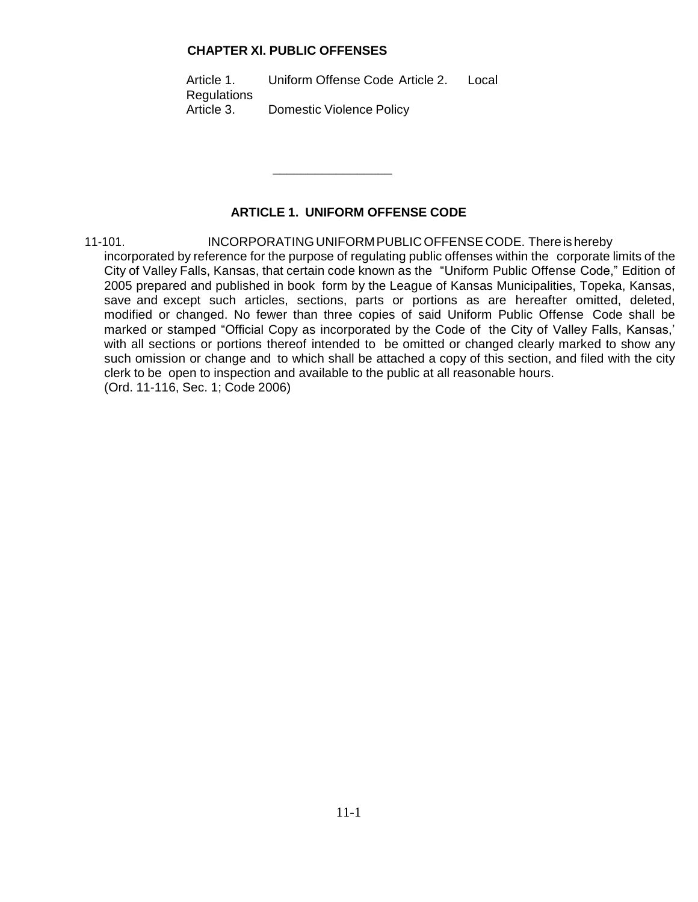# CHAPTER XI. PUBLIC OFFENSES

Article 1. Uniform Offense Code
Article 2. Local Regulations
Article 3. Domestic Violence Policy

---

## ARTICLE 1. UNIFORM OFFENSE CODE

11-101. INCORPORATING UNIFORM PUBLIC OFFENSE CODE. There is hereby incorporated by reference for the purpose of regulating public offenses within the corporate limits of the City of Valley Falls, Kansas, that certain code known as the "Uniform Public Offense Code," Edition of 2005 prepared and published in book form by the League of Kansas Municipalities, Topeka, Kansas, save and except such articles, sections, parts or portions as are hereafter omitted, deleted, modified or changed. No fewer than three copies of said Uniform Public Offense Code shall be marked or stamped "Official Copy as incorporated by the Code of the City of Valley Falls, Kansas,' with all sections or portions thereof intended to be omitted or changed clearly marked to show any such omission or change and to which shall be attached a copy of this section, and filed with the city clerk to be open to inspection and available to the public at all reasonable hours.
(Ord. 11-116, Sec. 1; Code 2006)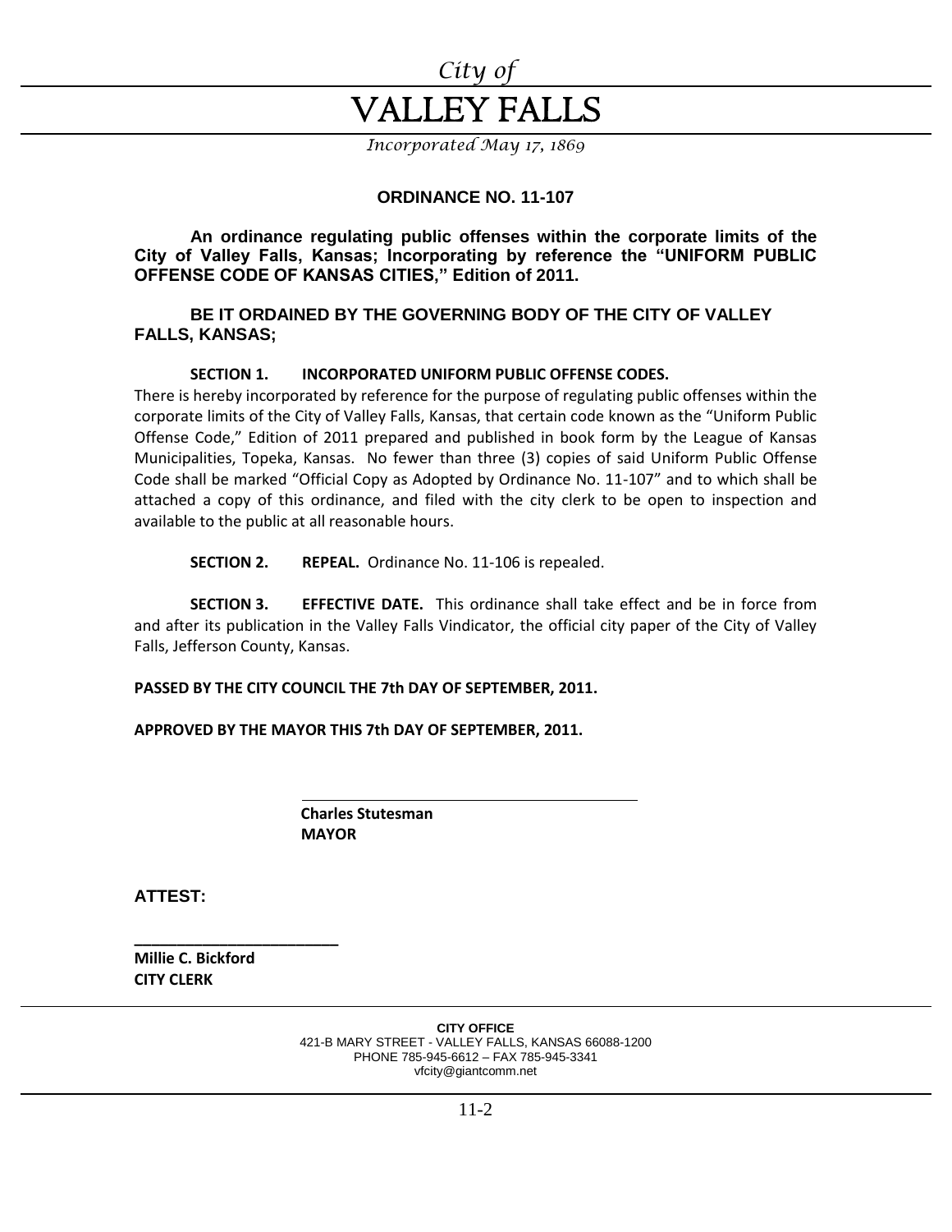*City of*

# VALLEY FALLS

*Incorporated May 17, 1869*

## ORDINANCE NO. 11-107

**An ordinance regulating public offenses within the corporate limits of the City of Valley Falls, Kansas; Incorporating by reference the "UNIFORM PUBLIC OFFENSE CODE OF KANSAS CITIES," Edition of 2011.**

**BE IT ORDAINED BY THE GOVERNING BODY OF THE CITY OF VALLEY FALLS, KANSAS;**

**SECTION 1. INCORPORATED UNIFORM PUBLIC OFFENSE CODES.** There is hereby incorporated by reference for the purpose of regulating public offenses within the corporate limits of the City of Valley Falls, Kansas, that certain code known as the "Uniform Public Offense Code," Edition of 2011 prepared and published in book form by the League of Kansas Municipalities, Topeka, Kansas. No fewer than three (3) copies of said Uniform Public Offense Code shall be marked "Official Copy as Adopted by Ordinance No. 11-107" and to which shall be attached a copy of this ordinance, and filed with the city clerk to be open to inspection and available to the public at all reasonable hours.

**SECTION 2. REPEAL.** Ordinance No. 11-106 is repealed.

**SECTION 3. EFFECTIVE DATE.** This ordinance shall take effect and be in force from and after its publication in the Valley Falls Vindicator, the official city paper of the City of Valley Falls, Jefferson County, Kansas.

**PASSED BY THE CITY COUNCIL THE 7th DAY OF SEPTEMBER, 2011.**

**APPROVED BY THE MAYOR THIS 7th DAY OF SEPTEMBER, 2011.**

\_\_\_\_\_\_\_\_\_\_\_\_\_\_\_\_\_\_\_\_\_\_\_\_\_\_\_\_\_\_\_\_\_\_\_\_

**Charles Stutesman**
**MAYOR**

**ATTEST:**

\_\_\_\_\_\_\_\_\_\_\_\_\_\_\_\_\_\_\_\_\_\_\_\_

**Millie C. Bickford**
**CITY CLERK**

**CITY OFFICE**
421-B MARY STREET - VALLEY FALLS, KANSAS 66088-1200
PHONE 785-945-6612 – FAX 785-945-3341
vfcity@giantcomm.net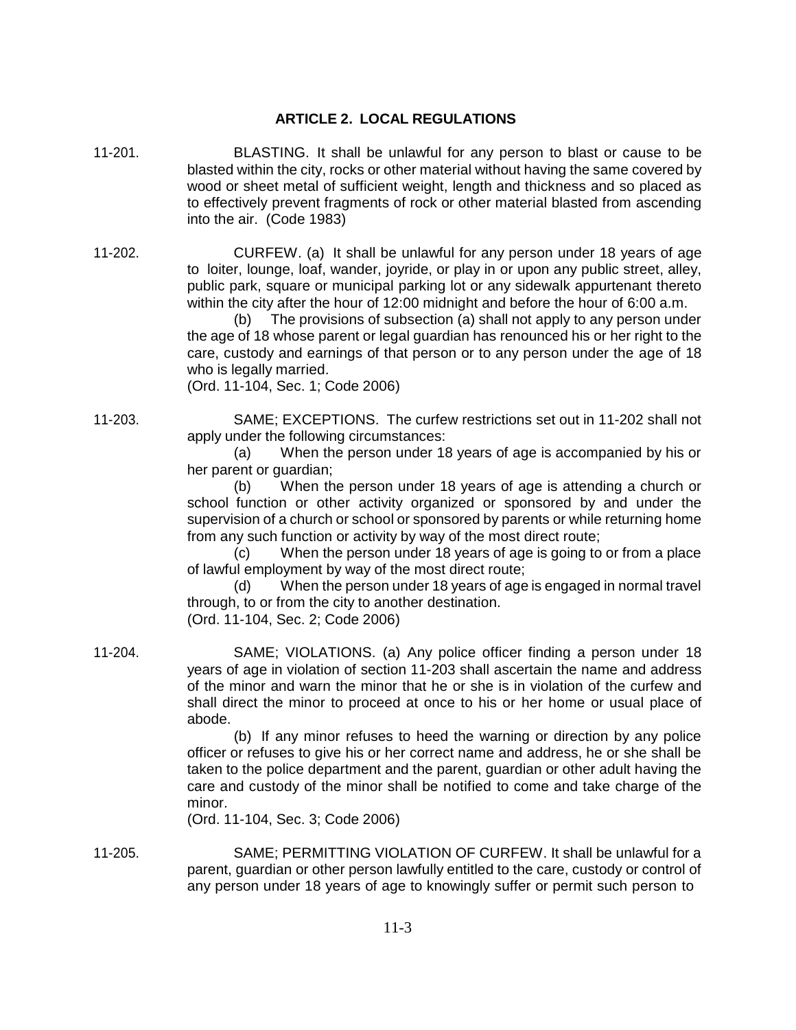## ARTICLE 2. LOCAL REGULATIONS

11-201. BLASTING. It shall be unlawful for any person to blast or cause to be blasted within the city, rocks or other material without having the same covered by wood or sheet metal of sufficient weight, length and thickness and so placed as to effectively prevent fragments of rock or other material blasted from ascending into the air. (Code 1983)

11-202. CURFEW. (a) It shall be unlawful for any person under 18 years of age to loiter, lounge, loaf, wander, joyride, or play in or upon any public street, alley, public park, square or municipal parking lot or any sidewalk appurtenant thereto within the city after the hour of 12:00 midnight and before the hour of 6:00 a.m.

(b) The provisions of subsection (a) shall not apply to any person under the age of 18 whose parent or legal guardian has renounced his or her right to the care, custody and earnings of that person or to any person under the age of 18 who is legally married.

(Ord. 11-104, Sec. 1; Code 2006)

11-203. SAME; EXCEPTIONS. The curfew restrictions set out in 11-202 shall not apply under the following circumstances:

(a) When the person under 18 years of age is accompanied by his or her parent or guardian;

(b) When the person under 18 years of age is attending a church or school function or other activity organized or sponsored by and under the supervision of a church or school or sponsored by parents or while returning home from any such function or activity by way of the most direct route;

(c) When the person under 18 years of age is going to or from a place of lawful employment by way of the most direct route;

(d) When the person under 18 years of age is engaged in normal travel through, to or from the city to another destination.

(Ord. 11-104, Sec. 2; Code 2006)

11-204. SAME; VIOLATIONS. (a) Any police officer finding a person under 18 years of age in violation of section 11-203 shall ascertain the name and address of the minor and warn the minor that he or she is in violation of the curfew and shall direct the minor to proceed at once to his or her home or usual place of abode.

(b) If any minor refuses to heed the warning or direction by any police officer or refuses to give his or her correct name and address, he or she shall be taken to the police department and the parent, guardian or other adult having the care and custody of the minor shall be notified to come and take charge of the minor.

(Ord. 11-104, Sec. 3; Code 2006)

11-205. SAME; PERMITTING VIOLATION OF CURFEW. It shall be unlawful for a parent, guardian or other person lawfully entitled to the care, custody or control of any person under 18 years of age to knowingly suffer or permit such person to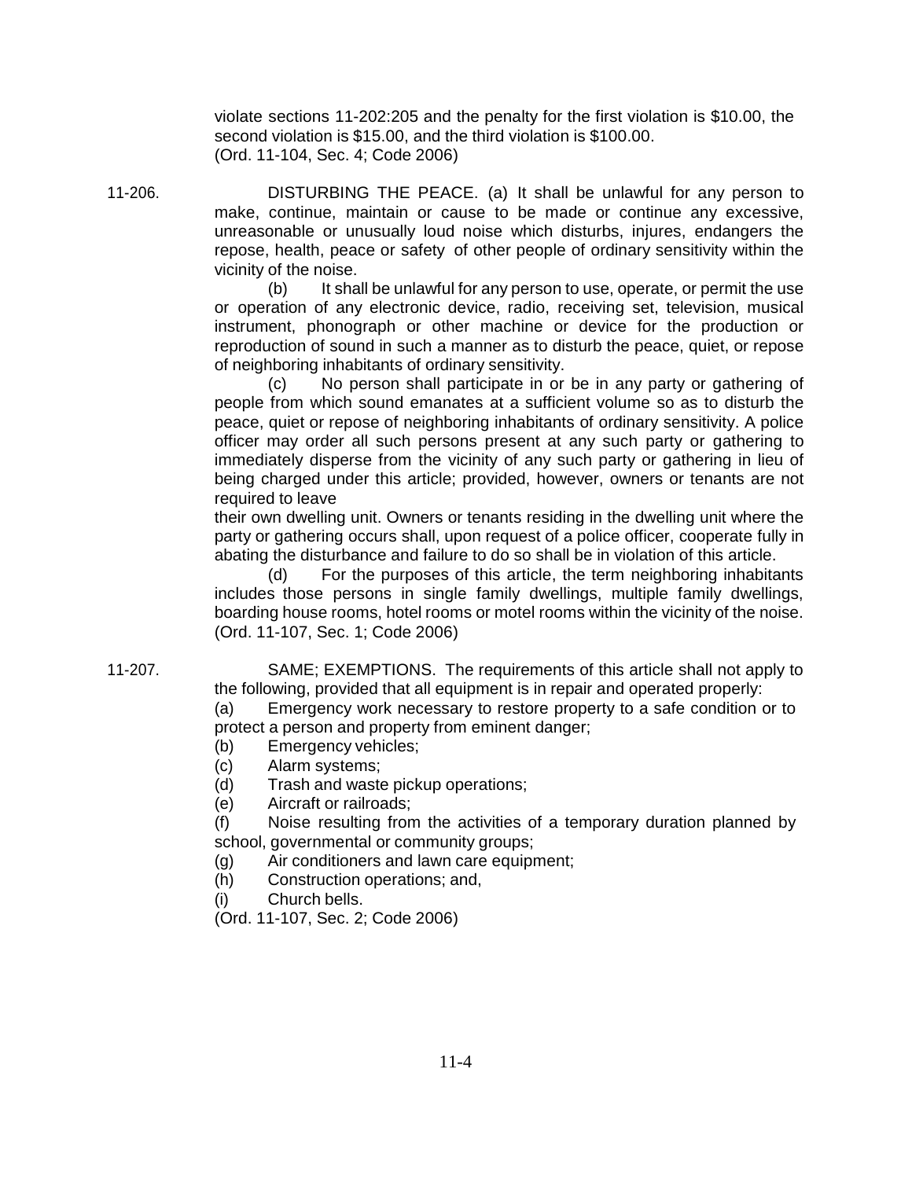violate sections 11-202:205 and the penalty for the first violation is $10.00, the second violation is $15.00, and the third violation is $100.00.
(Ord. 11-104, Sec. 4; Code 2006)

11-206. DISTURBING THE PEACE. (a) It shall be unlawful for any person to make, continue, maintain or cause to be made or continue any excessive, unreasonable or unusually loud noise which disturbs, injures, endangers the repose, health, peace or safety of other people of ordinary sensitivity within the vicinity of the noise.

(b) It shall be unlawful for any person to use, operate, or permit the use or operation of any electronic device, radio, receiving set, television, musical instrument, phonograph or other machine or device for the production or reproduction of sound in such a manner as to disturb the peace, quiet, or repose of neighboring inhabitants of ordinary sensitivity.

(c) No person shall participate in or be in any party or gathering of people from which sound emanates at a sufficient volume so as to disturb the peace, quiet or repose of neighboring inhabitants of ordinary sensitivity. A police officer may order all such persons present at any such party or gathering to immediately disperse from the vicinity of any such party or gathering in lieu of being charged under this article; provided, however, owners or tenants are not required to leave their own dwelling unit. Owners or tenants residing in the dwelling unit where the party or gathering occurs shall, upon request of a police officer, cooperate fully in abating the disturbance and failure to do so shall be in violation of this article.

(d) For the purposes of this article, the term neighboring inhabitants includes those persons in single family dwellings, multiple family dwellings, boarding house rooms, hotel rooms or motel rooms within the vicinity of the noise.
(Ord. 11-107, Sec. 1; Code 2006)

11-207. SAME; EXEMPTIONS. The requirements of this article shall not apply to the following, provided that all equipment is in repair and operated properly:

(a) Emergency work necessary to restore property to a safe condition or to protect a person and property from eminent danger;
(b) Emergency vehicles;
(c) Alarm systems;
(d) Trash and waste pickup operations;
(e) Aircraft or railroads;
(f) Noise resulting from the activities of a temporary duration planned by school, governmental or community groups;
(g) Air conditioners and lawn care equipment;
(h) Construction operations; and,
(i) Church bells.

(Ord. 11-107, Sec. 2; Code 2006)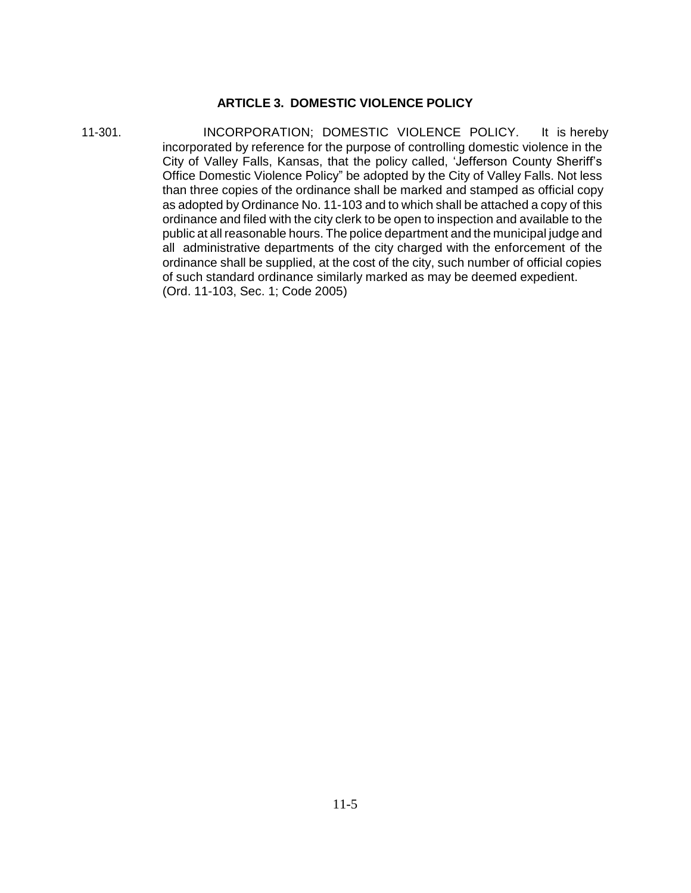## ARTICLE 3. DOMESTIC VIOLENCE POLICY

11-301. INCORPORATION; DOMESTIC VIOLENCE POLICY. It is hereby incorporated by reference for the purpose of controlling domestic violence in the City of Valley Falls, Kansas, that the policy called, 'Jefferson County Sheriff's Office Domestic Violence Policy" be adopted by the City of Valley Falls. Not less than three copies of the ordinance shall be marked and stamped as official copy as adopted by Ordinance No. 11-103 and to which shall be attached a copy of this ordinance and filed with the city clerk to be open to inspection and available to the public at all reasonable hours. The police department and the municipal judge and all administrative departments of the city charged with the enforcement of the ordinance shall be supplied, at the cost of the city, such number of official copies of such standard ordinance similarly marked as may be deemed expedient. (Ord. 11-103, Sec. 1; Code 2005)